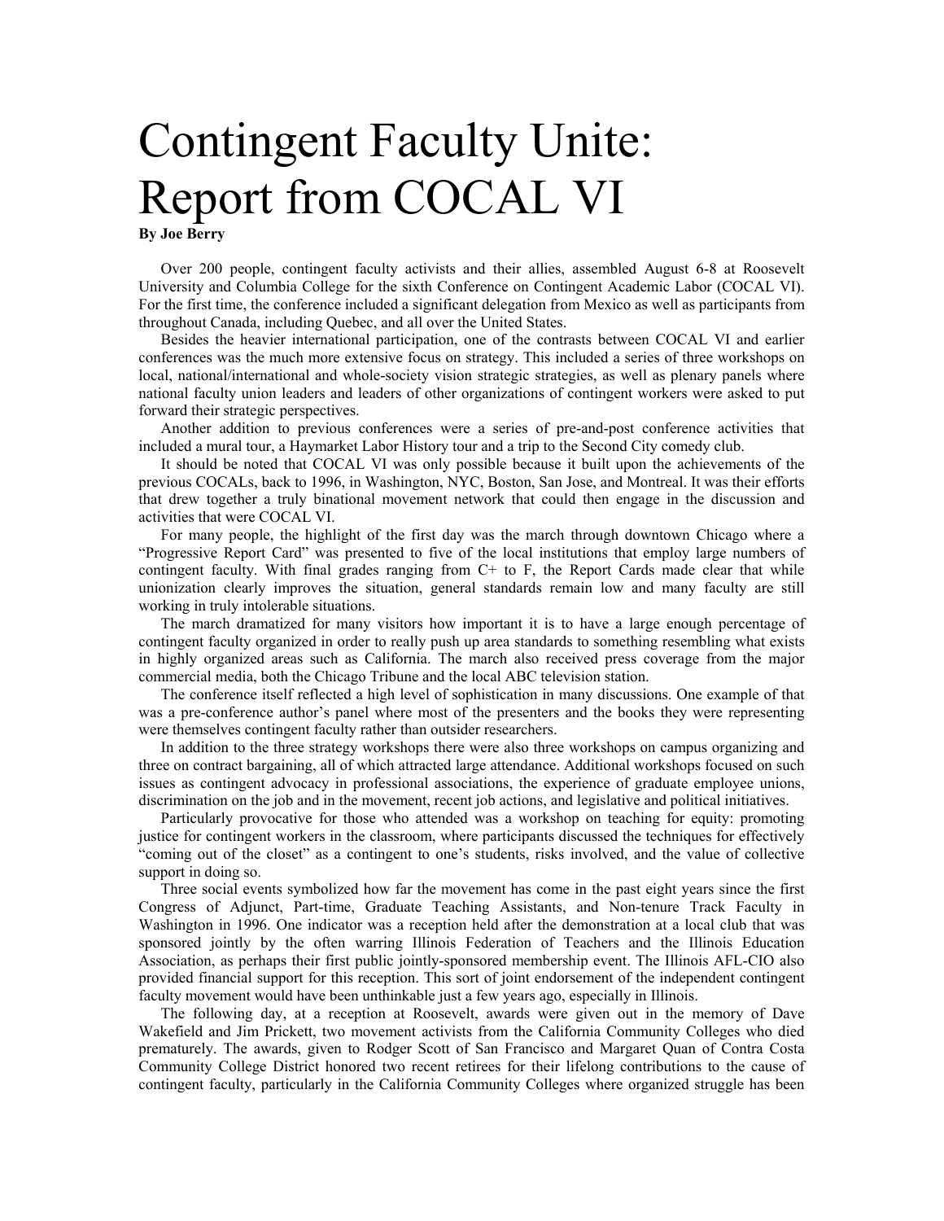# Contingent Faculty Unite: Report from COCAL VI

**By Joe Berry**

Over 200 people, contingent faculty activists and their allies, assembled August 6-8 at Roosevelt University and Columbia College for the sixth Conference on Contingent Academic Labor (COCAL VI). For the first time, the conference included a significant delegation from Mexico as well as participants from throughout Canada, including Quebec, and all over the United States.

Besides the heavier international participation, one of the contrasts between COCAL VI and earlier conferences was the much more extensive focus on strategy. This included a series of three workshops on local, national/international and whole-society vision strategic strategies, as well as plenary panels where national faculty union leaders and leaders of other organizations of contingent workers were asked to put forward their strategic perspectives.

Another addition to previous conferences were a series of pre-and-post conference activities that included a mural tour, a Haymarket Labor History tour and a trip to the Second City comedy club.

It should be noted that COCAL VI was only possible because it built upon the achievements of the previous COCALs, back to 1996, in Washington, NYC, Boston, San Jose, and Montreal. It was their efforts that drew together a truly binational movement network that could then engage in the discussion and activities that were COCAL VI.

For many people, the highlight of the first day was the march through downtown Chicago where a "Progressive Report Card" was presented to five of the local institutions that employ large numbers of contingent faculty. With final grades ranging from C+ to F, the Report Cards made clear that while unionization clearly improves the situation, general standards remain low and many faculty are still working in truly intolerable situations.

The march dramatized for many visitors how important it is to have a large enough percentage of contingent faculty organized in order to really push up area standards to something resembling what exists in highly organized areas such as California. The march also received press coverage from the major commercial media, both the Chicago Tribune and the local ABC television station.

The conference itself reflected a high level of sophistication in many discussions. One example of that was a pre-conference author's panel where most of the presenters and the books they were representing were themselves contingent faculty rather than outsider researchers.

In addition to the three strategy workshops there were also three workshops on campus organizing and three on contract bargaining, all of which attracted large attendance. Additional workshops focused on such issues as contingent advocacy in professional associations, the experience of graduate employee unions, discrimination on the job and in the movement, recent job actions, and legislative and political initiatives.

Particularly provocative for those who attended was a workshop on teaching for equity: promoting justice for contingent workers in the classroom, where participants discussed the techniques for effectively "coming out of the closet" as a contingent to one's students, risks involved, and the value of collective support in doing so.

Three social events symbolized how far the movement has come in the past eight years since the first Congress of Adjunct, Part-time, Graduate Teaching Assistants, and Non-tenure Track Faculty in Washington in 1996. One indicator was a reception held after the demonstration at a local club that was sponsored jointly by the often warring Illinois Federation of Teachers and the Illinois Education Association, as perhaps their first public jointly-sponsored membership event. The Illinois AFL-CIO also provided financial support for this reception. This sort of joint endorsement of the independent contingent faculty movement would have been unthinkable just a few years ago, especially in Illinois.

The following day, at a reception at Roosevelt, awards were given out in the memory of Dave Wakefield and Jim Prickett, two movement activists from the California Community Colleges who died prematurely. The awards, given to Rodger Scott of San Francisco and Margaret Quan of Contra Costa Community College District honored two recent retirees for their lifelong contributions to the cause of contingent faculty, particularly in the California Community Colleges where organized struggle has been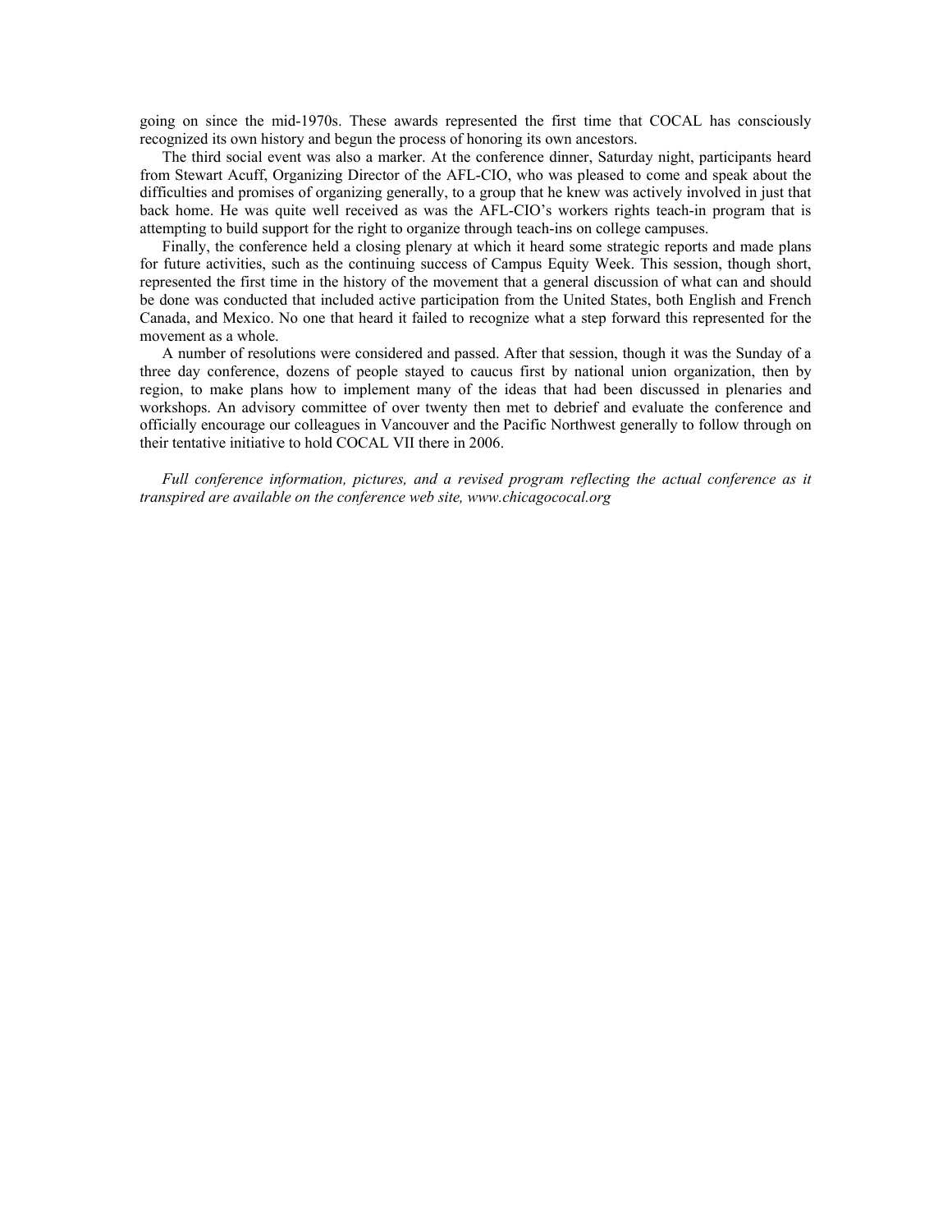going on since the mid-1970s. These awards represented the first time that COCAL has consciously recognized its own history and begun the process of honoring its own ancestors.

The third social event was also a marker. At the conference dinner, Saturday night, participants heard from Stewart Acuff, Organizing Director of the AFL-CIO, who was pleased to come and speak about the difficulties and promises of organizing generally, to a group that he knew was actively involved in just that back home. He was quite well received as was the AFL-CIO's workers rights teach-in program that is attempting to build support for the right to organize through teach-ins on college campuses.

Finally, the conference held a closing plenary at which it heard some strategic reports and made plans for future activities, such as the continuing success of Campus Equity Week. This session, though short, represented the first time in the history of the movement that a general discussion of what can and should be done was conducted that included active participation from the United States, both English and French Canada, and Mexico. No one that heard it failed to recognize what a step forward this represented for the movement as a whole.

A number of resolutions were considered and passed. After that session, though it was the Sunday of a three day conference, dozens of people stayed to caucus first by national union organization, then by region, to make plans how to implement many of the ideas that had been discussed in plenaries and workshops. An advisory committee of over twenty then met to debrief and evaluate the conference and officially encourage our colleagues in Vancouver and the Pacific Northwest generally to follow through on their tentative initiative to hold COCAL VII there in 2006.

*Full conference information, pictures, and a revised program reflecting the actual conference as it transpired are available on the conference web site, www.chicagococal.org*